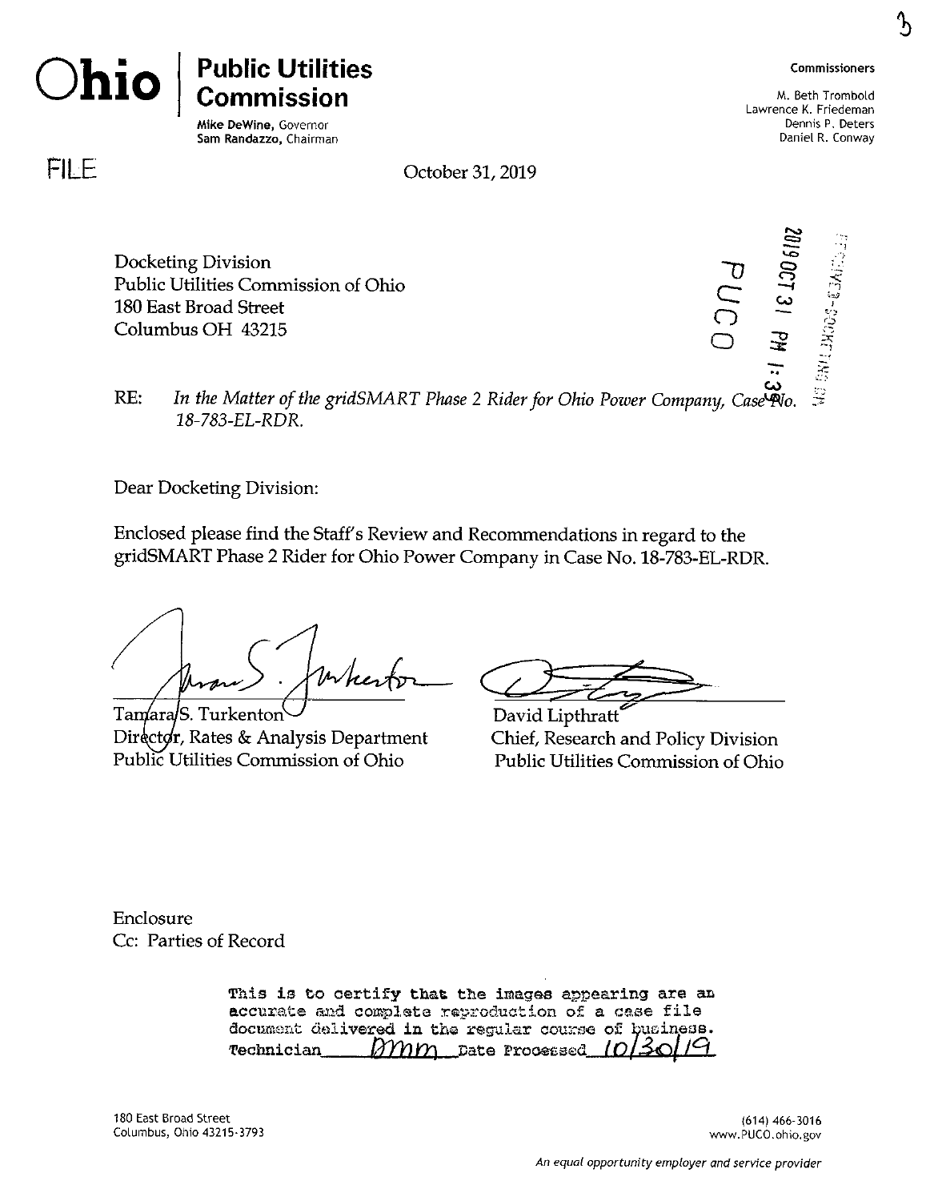# Ohio | Public Utilities Commission

**Mike DeWine**, Governor
**Sam Randazzo**, Chairman

**Commissioners**

M. Beth Trombold
Lawrence K. Friedeman
Dennis P. Deters
Daniel R. Conway

FILE

October 31, 2019

Docketing Division
Public Utilities Commission of Ohio
180 East Broad Street
Columbus OH 43215

PUCO 2019 OCT 31 PM 1:35

RE: *In the Matter of the gridSMART Phase 2 Rider for Ohio Power Company,* Case No. 18-783-EL-RDR.

Dear Docketing Division:

Enclosed please find the Staff's Review and Recommendations in regard to the gridSMART Phase 2 Rider for Ohio Power Company in Case No. 18-783-EL-RDR.

Tamara S. Turkenton
Director, Rates & Analysis Department
Public Utilities Commission of Ohio

David Lipthratt
Chief, Research and Policy Division
Public Utilities Commission of Ohio

Enclosure
Cc: Parties of Record

This is to certify that the images appearing are an accurate and complete reproduction of a case file document delivered in the regular course of business.
Technician ___DMM___ Date Processed ___10/30/19___

180 East Broad Street
Columbus, Ohio 43215-3793

(614) 466-3016
www.PUCO.ohio.gov

*An equal opportunity employer and service provider*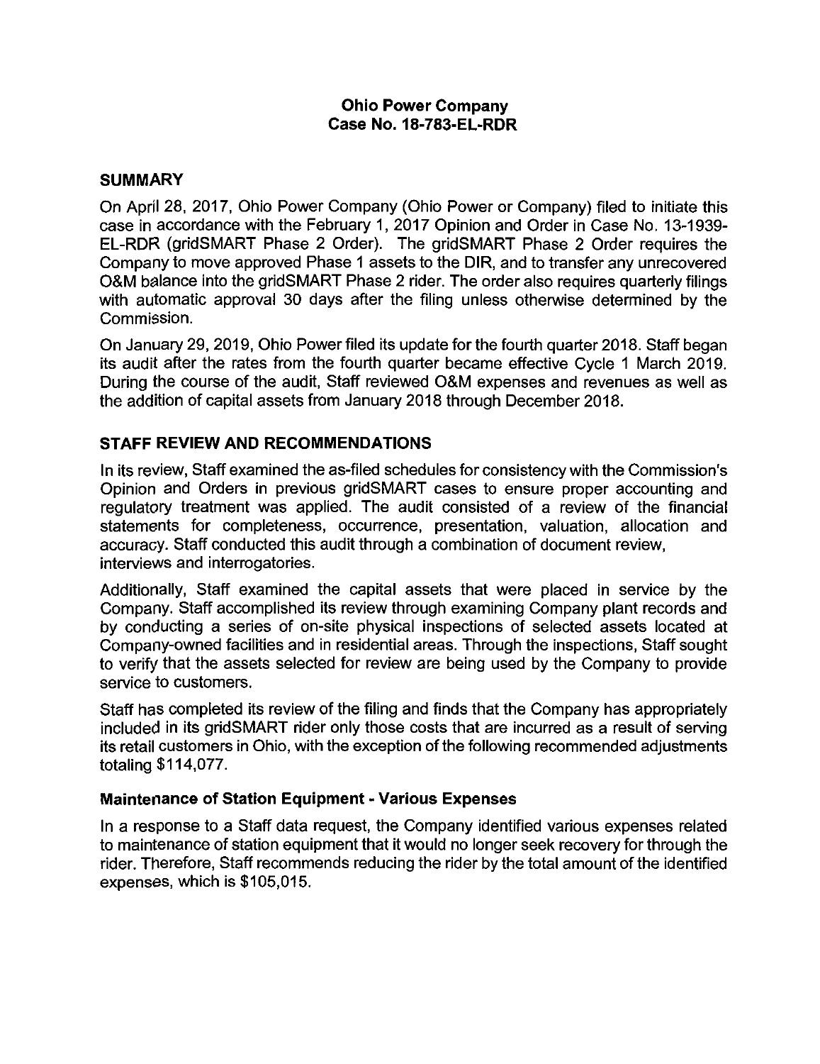**Ohio Power Company**
**Case No. 18-783-EL-RDR**

## SUMMARY

On April 28, 2017, Ohio Power Company (Ohio Power or Company) filed to initiate this case in accordance with the February 1, 2017 Opinion and Order in Case No. 13-1939-EL-RDR (gridSMART Phase 2 Order). The gridSMART Phase 2 Order requires the Company to move approved Phase 1 assets to the DIR, and to transfer any unrecovered O&M balance into the gridSMART Phase 2 rider. The order also requires quarterly filings with automatic approval 30 days after the filing unless otherwise determined by the Commission.

On January 29, 2019, Ohio Power filed its update for the fourth quarter 2018. Staff began its audit after the rates from the fourth quarter became effective Cycle 1 March 2019. During the course of the audit, Staff reviewed O&M expenses and revenues as well as the addition of capital assets from January 2018 through December 2018.

## STAFF REVIEW AND RECOMMENDATIONS

In its review, Staff examined the as-filed schedules for consistency with the Commission's Opinion and Orders in previous gridSMART cases to ensure proper accounting and regulatory treatment was applied. The audit consisted of a review of the financial statements for completeness, occurrence, presentation, valuation, allocation and accuracy. Staff conducted this audit through a combination of document review, interviews and interrogatories.

Additionally, Staff examined the capital assets that were placed in service by the Company. Staff accomplished its review through examining Company plant records and by conducting a series of on-site physical inspections of selected assets located at Company-owned facilities and in residential areas. Through the inspections, Staff sought to verify that the assets selected for review are being used by the Company to provide service to customers.

Staff has completed its review of the filing and finds that the Company has appropriately included in its gridSMART rider only those costs that are incurred as a result of serving its retail customers in Ohio, with the exception of the following recommended adjustments totaling $114,077.

### Maintenance of Station Equipment - Various Expenses

In a response to a Staff data request, the Company identified various expenses related to maintenance of station equipment that it would no longer seek recovery for through the rider. Therefore, Staff recommends reducing the rider by the total amount of the identified expenses, which is $105,015.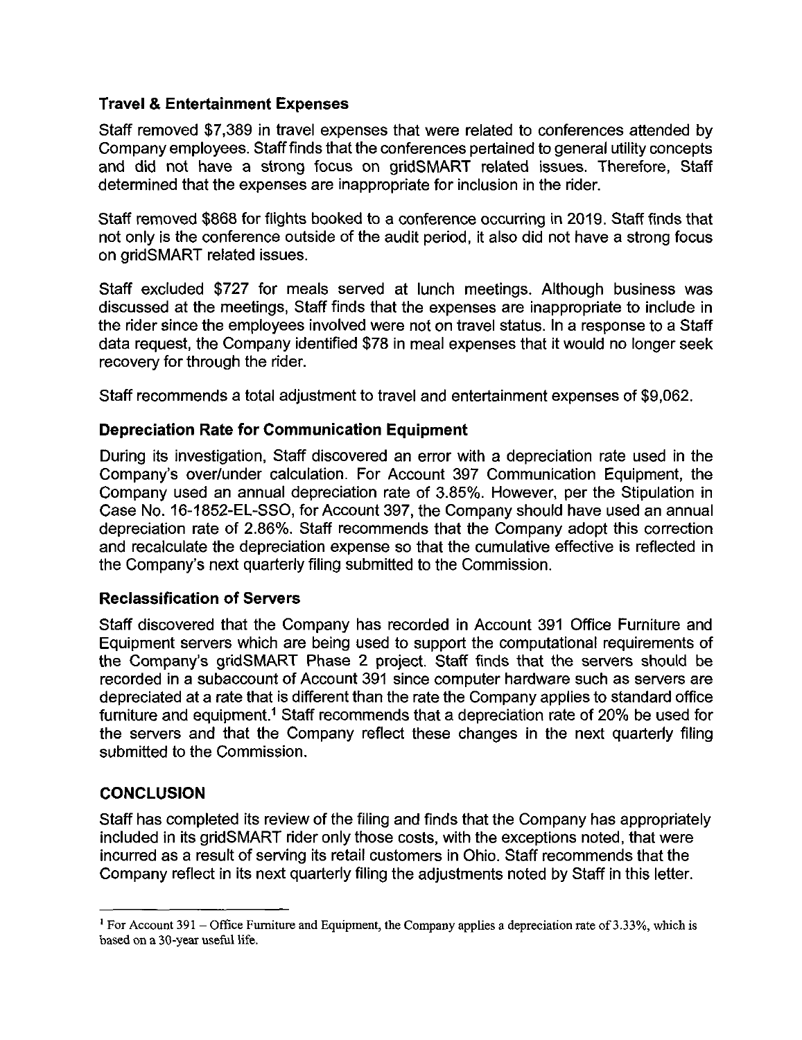### Travel & Entertainment Expenses

Staff removed $7,389 in travel expenses that were related to conferences attended by Company employees. Staff finds that the conferences pertained to general utility concepts and did not have a strong focus on gridSMART related issues. Therefore, Staff determined that the expenses are inappropriate for inclusion in the rider.

Staff removed $868 for flights booked to a conference occurring in 2019. Staff finds that not only is the conference outside of the audit period, it also did not have a strong focus on gridSMART related issues.

Staff excluded $727 for meals served at lunch meetings. Although business was discussed at the meetings, Staff finds that the expenses are inappropriate to include in the rider since the employees involved were not on travel status. In a response to a Staff data request, the Company identified $78 in meal expenses that it would no longer seek recovery for through the rider.

Staff recommends a total adjustment to travel and entertainment expenses of $9,062.

### Depreciation Rate for Communication Equipment

During its investigation, Staff discovered an error with a depreciation rate used in the Company's over/under calculation. For Account 397 Communication Equipment, the Company used an annual depreciation rate of 3.85%. However, per the Stipulation in Case No. 16-1852-EL-SSO, for Account 397, the Company should have used an annual depreciation rate of 2.86%. Staff recommends that the Company adopt this correction and recalculate the depreciation expense so that the cumulative effective is reflected in the Company's next quarterly filing submitted to the Commission.

### Reclassification of Servers

Staff discovered that the Company has recorded in Account 391 Office Furniture and Equipment servers which are being used to support the computational requirements of the Company's gridSMART Phase 2 project. Staff finds that the servers should be recorded in a subaccount of Account 391 since computer hardware such as servers are depreciated at a rate that is different than the rate the Company applies to standard office furniture and equipment.[1] Staff recommends that a depreciation rate of 20% be used for the servers and that the Company reflect these changes in the next quarterly filing submitted to the Commission.

## CONCLUSION

Staff has completed its review of the filing and finds that the Company has appropriately included in its gridSMART rider only those costs, with the exceptions noted, that were incurred as a result of serving its retail customers in Ohio. Staff recommends that the Company reflect in its next quarterly filing the adjustments noted by Staff in this letter.

---

[1] For Account 391 – Office Furniture and Equipment, the Company applies a depreciation rate of 3.33%, which is based on a 30-year useful life.